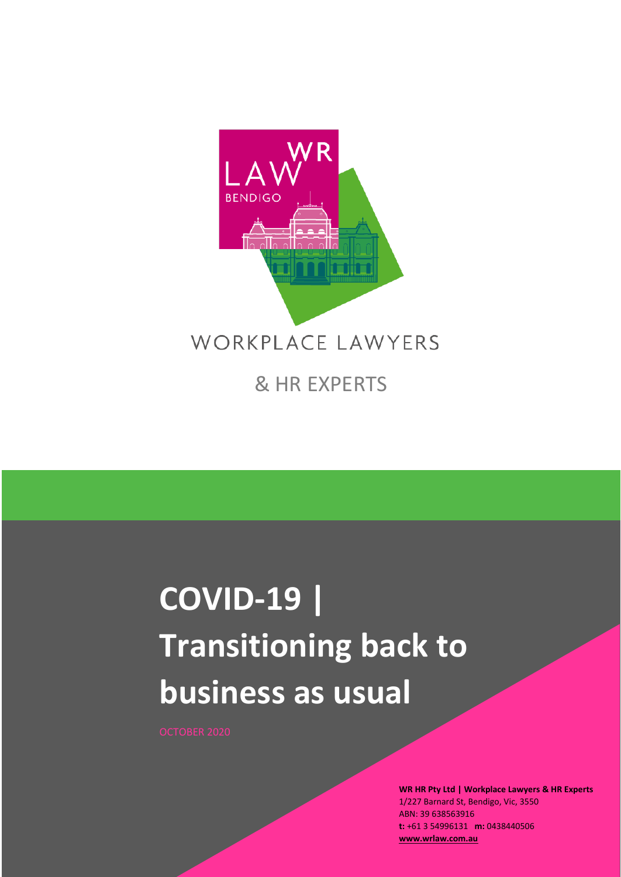WR LAW BENDIGO

WORKPLACE LAWYERS

& HR EXPERTS

# COVID-19 | Transitioning back to business as usual

OCTOBER 2020

**WR HR Pty Ltd | Workplace Lawyers & HR Experts**
1/227 Barnard St, Bendigo, Vic, 3550
ABN: 39 638563916
**t:** +61 3 54996131 **m:** 0438440506
**www.wrlaw.com.au**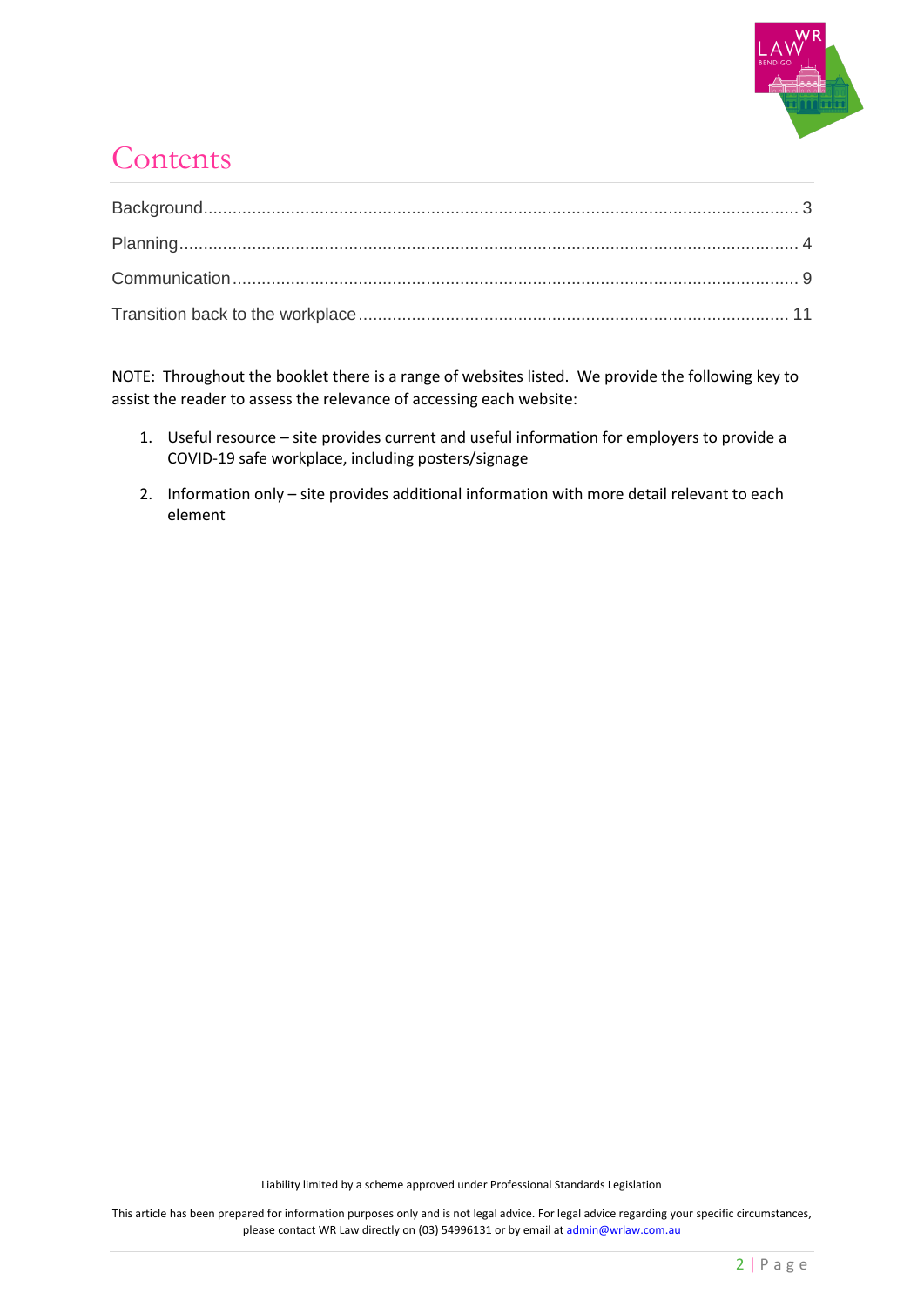# Contents

| | |
|---|---|
| Background | 3 |
| Planning | 4 |
| Communication | 9 |
| Transition back to the workplace | 11 |

NOTE: Throughout the booklet there is a range of websites listed. We provide the following key to assist the reader to assess the relevance of accessing each website:

1. Useful resource – site provides current and useful information for employers to provide a COVID-19 safe workplace, including posters/signage
2. Information only – site provides additional information with more detail relevant to each element

Liability limited by a scheme approved under Professional Standards Legislation

This article has been prepared for information purposes only and is not legal advice. For legal advice regarding your specific circumstances, please contact WR Law directly on (03) 54996131 or by email at admin@wrlaw.com.au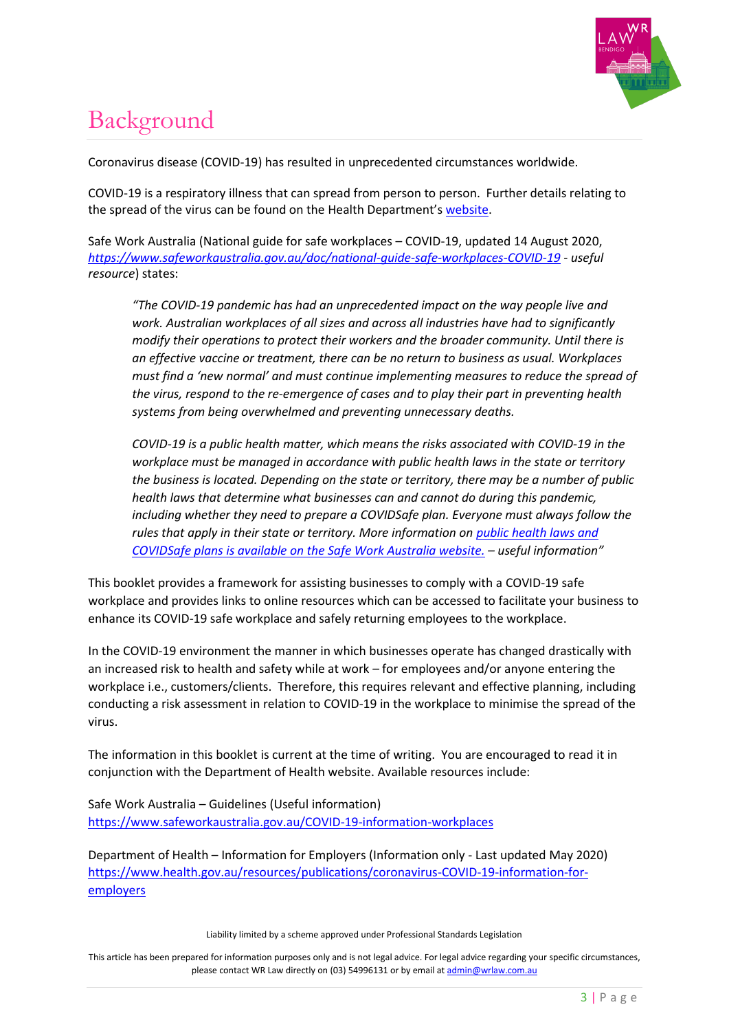# Background

Coronavirus disease (COVID-19) has resulted in unprecedented circumstances worldwide.

COVID-19 is a respiratory illness that can spread from person to person. Further details relating to the spread of the virus can be found on the Health Department's [website](https://www.health.gov.au).

Safe Work Australia (National guide for safe workplaces – COVID-19, updated 14 August 2020, *https://www.safeworkaustralia.gov.au/doc/national-guide-safe-workplaces-COVID-19 - useful resource*) states:

> *"The COVID-19 pandemic has had an unprecedented impact on the way people live and work. Australian workplaces of all sizes and across all industries have had to significantly modify their operations to protect their workers and the broader community. Until there is an effective vaccine or treatment, there can be no return to business as usual. Workplaces must find a 'new normal' and must continue implementing measures to reduce the spread of the virus, respond to the re-emergence of cases and to play their part in preventing health systems from being overwhelmed and preventing unnecessary deaths.*
>
> *COVID-19 is a public health matter, which means the risks associated with COVID-19 in the workplace must be managed in accordance with public health laws in the state or territory the business is located. Depending on the state or territory, there may be a number of public health laws that determine what businesses can and cannot do during this pandemic, including whether they need to prepare a COVIDSafe plan. Everyone must always follow the rules that apply in their state or territory. More information on public health laws and COVIDSafe plans is available on the Safe Work Australia website. – useful information"*

This booklet provides a framework for assisting businesses to comply with a COVID-19 safe workplace and provides links to online resources which can be accessed to facilitate your business to enhance its COVID-19 safe workplace and safely returning employees to the workplace.

In the COVID-19 environment the manner in which businesses operate has changed drastically with an increased risk to health and safety while at work – for employees and/or anyone entering the workplace i.e., customers/clients. Therefore, this requires relevant and effective planning, including conducting a risk assessment in relation to COVID-19 in the workplace to minimise the spread of the virus.

The information in this booklet is current at the time of writing. You are encouraged to read it in conjunction with the Department of Health website. Available resources include:

Safe Work Australia – Guidelines (Useful information)
https://www.safeworkaustralia.gov.au/COVID-19-information-workplaces

Department of Health – Information for Employers (Information only - Last updated May 2020)
https://www.health.gov.au/resources/publications/coronavirus-COVID-19-information-for-employers

Liability limited by a scheme approved under Professional Standards Legislation

This article has been prepared for information purposes only and is not legal advice. For legal advice regarding your specific circumstances, please contact WR Law directly on (03) 54996131 or by email at admin@wrlaw.com.au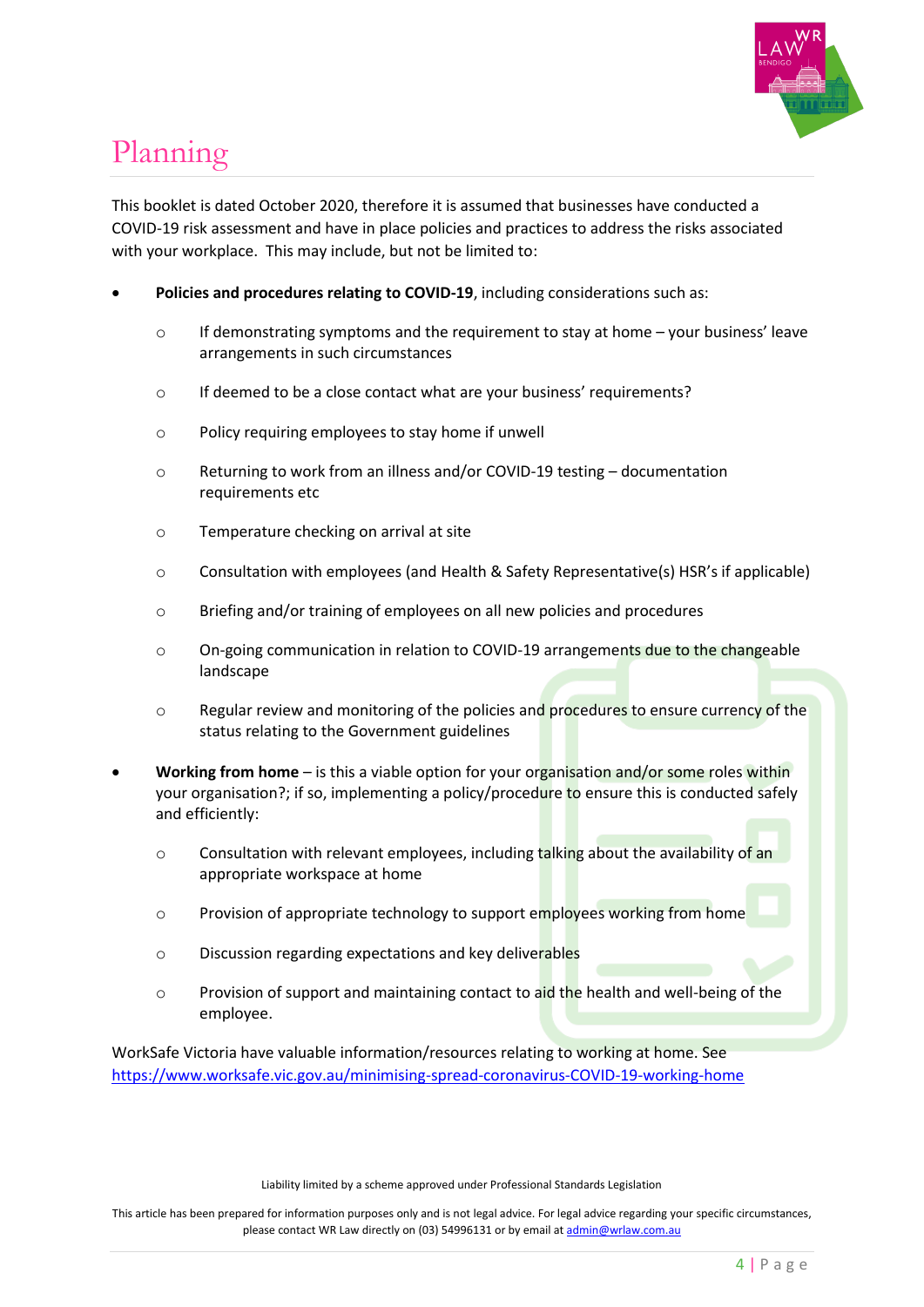# Planning

This booklet is dated October 2020, therefore it is assumed that businesses have conducted a COVID-19 risk assessment and have in place policies and practices to address the risks associated with your workplace. This may include, but not be limited to:

- **Policies and procedures relating to COVID-19**, including considerations such as:
  - If demonstrating symptoms and the requirement to stay at home – your business' leave arrangements in such circumstances
  - If deemed to be a close contact what are your business' requirements?
  - Policy requiring employees to stay home if unwell
  - Returning to work from an illness and/or COVID-19 testing – documentation requirements etc
  - Temperature checking on arrival at site
  - Consultation with employees (and Health & Safety Representative(s) HSR's if applicable)
  - Briefing and/or training of employees on all new policies and procedures
  - On-going communication in relation to COVID-19 arrangements due to the changeable landscape
  - Regular review and monitoring of the policies and procedures to ensure currency of the status relating to the Government guidelines
- **Working from home** – is this a viable option for your organisation and/or some roles within your organisation?; if so, implementing a policy/procedure to ensure this is conducted safely and efficiently:
  - Consultation with relevant employees, including talking about the availability of an appropriate workspace at home
  - Provision of appropriate technology to support employees working from home
  - Discussion regarding expectations and key deliverables
  - Provision of support and maintaining contact to aid the health and well-being of the employee.

WorkSafe Victoria have valuable information/resources relating to working at home. See https://www.worksafe.vic.gov.au/minimising-spread-coronavirus-COVID-19-working-home

Liability limited by a scheme approved under Professional Standards Legislation

This article has been prepared for information purposes only and is not legal advice. For legal advice regarding your specific circumstances, please contact WR Law directly on (03) 54996131 or by email at admin@wrlaw.com.au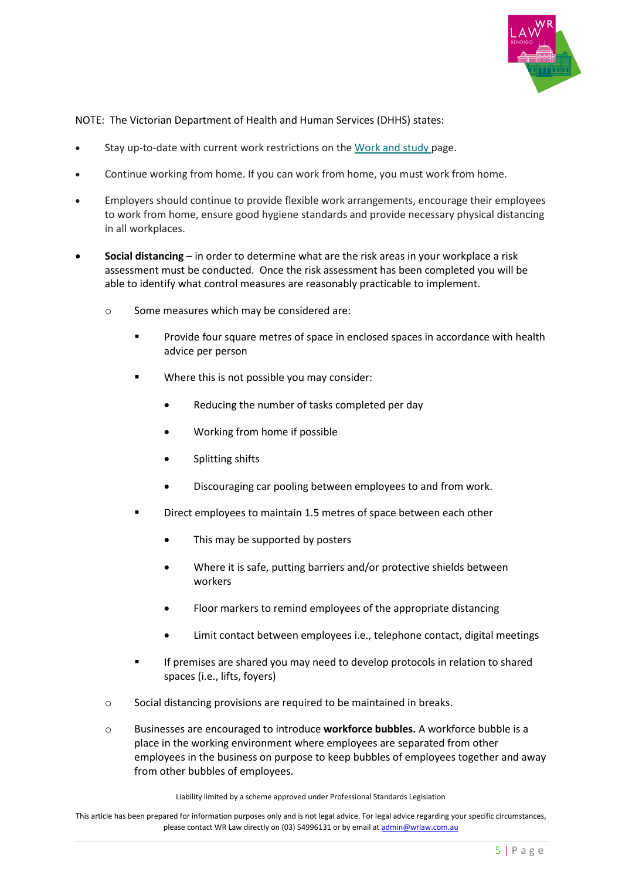NOTE: The Victorian Department of Health and Human Services (DHHS) states:

- Stay up-to-date with current work restrictions on the Work and study page.
- Continue working from home. If you can work from home, you must work from home.
- Employers should continue to provide flexible work arrangements, encourage their employees to work from home, ensure good hygiene standards and provide necessary physical distancing in all workplaces.
- **Social distancing** – in order to determine what are the risk areas in your workplace a risk assessment must be conducted. Once the risk assessment has been completed you will be able to identify what control measures are reasonably practicable to implement.
    - Some measures which may be considered are:
        - Provide four square metres of space in enclosed spaces in accordance with health advice per person
        - Where this is not possible you may consider:
            - Reducing the number of tasks completed per day
            - Working from home if possible
            - Splitting shifts
            - Discouraging car pooling between employees to and from work.
        - Direct employees to maintain 1.5 metres of space between each other
            - This may be supported by posters
            - Where it is safe, putting barriers and/or protective shields between workers
            - Floor markers to remind employees of the appropriate distancing
            - Limit contact between employees i.e., telephone contact, digital meetings
        - If premises are shared you may need to develop protocols in relation to shared spaces (i.e., lifts, foyers)
    - Social distancing provisions are required to be maintained in breaks.
    - Businesses are encouraged to introduce **workforce bubbles.** A workforce bubble is a place in the working environment where employees are separated from other employees in the business on purpose to keep bubbles of employees together and away from other bubbles of employees.

Liability limited by a scheme approved under Professional Standards Legislation

This article has been prepared for information purposes only and is not legal advice. For legal advice regarding your specific circumstances, please contact WR Law directly on (03) 54996131 or by email at admin@wrlaw.com.au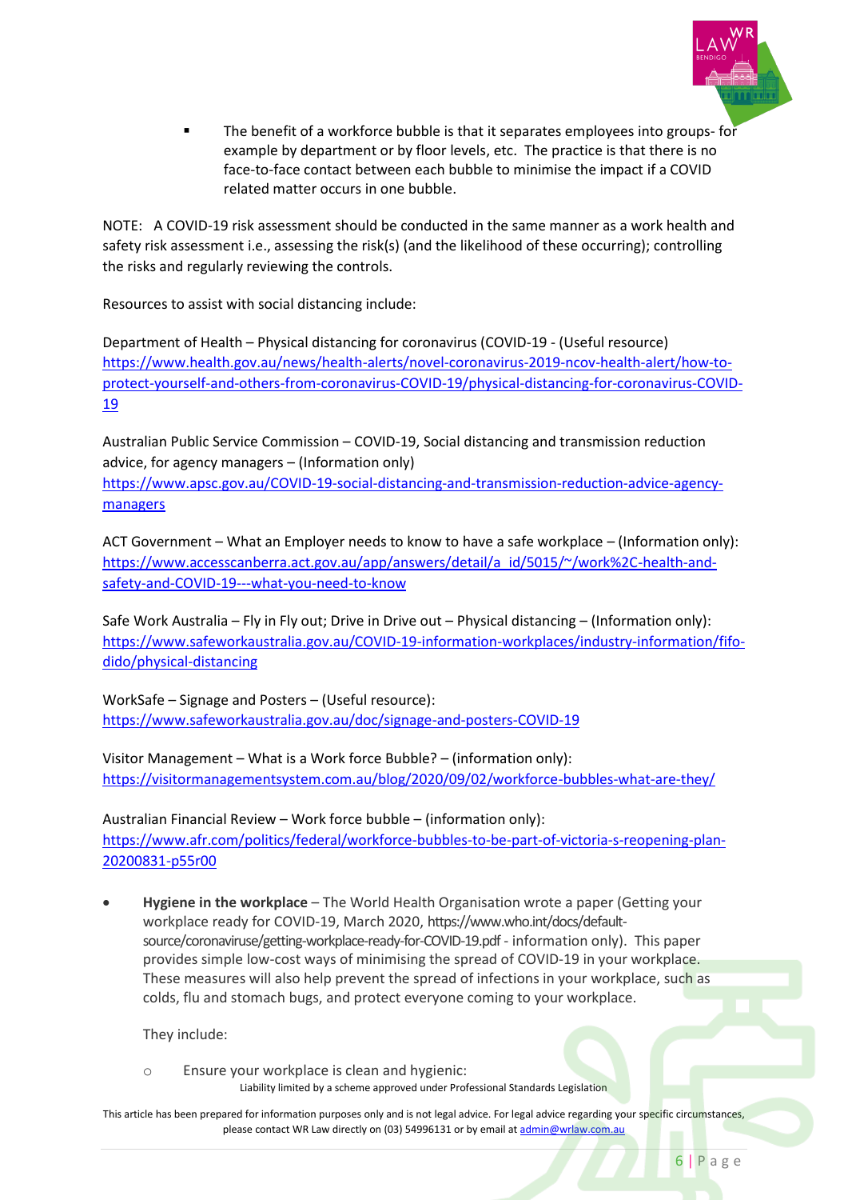- The benefit of a workforce bubble is that it separates employees into groups- for example by department or by floor levels, etc. The practice is that there is no face-to-face contact between each bubble to minimise the impact if a COVID related matter occurs in one bubble.

NOTE: A COVID-19 risk assessment should be conducted in the same manner as a work health and safety risk assessment i.e., assessing the risk(s) (and the likelihood of these occurring); controlling the risks and regularly reviewing the controls.

Resources to assist with social distancing include:

Department of Health – Physical distancing for coronavirus (COVID-19 - (Useful resource)
https://www.health.gov.au/news/health-alerts/novel-coronavirus-2019-ncov-health-alert/how-to-protect-yourself-and-others-from-coronavirus-COVID-19/physical-distancing-for-coronavirus-COVID-19

Australian Public Service Commission – COVID-19, Social distancing and transmission reduction advice, for agency managers – (Information only)
https://www.apsc.gov.au/COVID-19-social-distancing-and-transmission-reduction-advice-agency-managers

ACT Government – What an Employer needs to know to have a safe workplace – (Information only):
https://www.accesscanberra.act.gov.au/app/answers/detail/a_id/5015/~/work%2C-health-and-safety-and-COVID-19---what-you-need-to-know

Safe Work Australia – Fly in Fly out; Drive in Drive out – Physical distancing – (Information only):
https://www.safeworkaustralia.gov.au/COVID-19-information-workplaces/industry-information/fifo-dido/physical-distancing

WorkSafe – Signage and Posters – (Useful resource):
https://www.safeworkaustralia.gov.au/doc/signage-and-posters-COVID-19

Visitor Management – What is a Work force Bubble? – (information only):
https://visitormanagementsystem.com.au/blog/2020/09/02/workforce-bubbles-what-are-they/

Australian Financial Review – Work force bubble – (information only):
https://www.afr.com/politics/federal/workforce-bubbles-to-be-part-of-victoria-s-reopening-plan-20200831-p55r00

- **Hygiene in the workplace** – The World Health Organisation wrote a paper (Getting your workplace ready for COVID-19, March 2020, https://www.who.int/docs/default-source/coronaviruse/getting-workplace-ready-for-COVID-19.pdf - information only). This paper provides simple low-cost ways of minimising the spread of COVID-19 in your workplace. These measures will also help prevent the spread of infections in your workplace, such as colds, flu and stomach bugs, and protect everyone coming to your workplace.

  They include:

  - Ensure your workplace is clean and hygienic:

Liability limited by a scheme approved under Professional Standards Legislation

This article has been prepared for information purposes only and is not legal advice. For legal advice regarding your specific circumstances, please contact WR Law directly on (03) 54996131 or by email at admin@wrlaw.com.au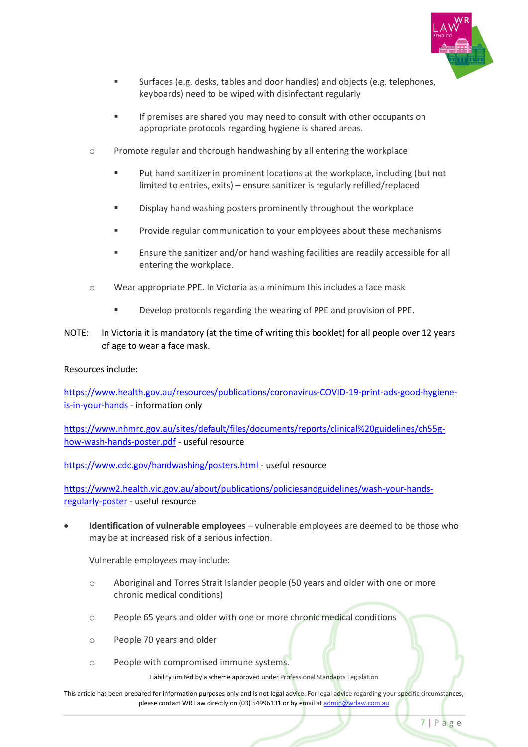- Surfaces (e.g. desks, tables and door handles) and objects (e.g. telephones, keyboards) need to be wiped with disinfectant regularly
        - If premises are shared you may need to consult with other occupants on appropriate protocols regarding hygiene is shared areas.
    - Promote regular and thorough handwashing by all entering the workplace
        - Put hand sanitizer in prominent locations at the workplace, including (but not limited to entries, exits) – ensure sanitizer is regularly refilled/replaced
        - Display hand washing posters prominently throughout the workplace
        - Provide regular communication to your employees about these mechanisms
        - Ensure the sanitizer and/or hand washing facilities are readily accessible for all entering the workplace.
    - Wear appropriate PPE. In Victoria as a minimum this includes a face mask
        - Develop protocols regarding the wearing of PPE and provision of PPE.

NOTE: In Victoria it is mandatory (at the time of writing this booklet) for all people over 12 years of age to wear a face mask.

Resources include:

https://www.health.gov.au/resources/publications/coronavirus-COVID-19-print-ads-good-hygiene-is-in-your-hands - information only

https://www.nhmrc.gov.au/sites/default/files/documents/reports/clinical%20guidelines/ch55g-how-wash-hands-poster.pdf - useful resource

https://www.cdc.gov/handwashing/posters.html - useful resource

https://www2.health.vic.gov.au/about/publications/policiesandguidelines/wash-your-hands-regularly-poster - useful resource

- **Identification of vulnerable employees** – vulnerable employees are deemed to be those who may be at increased risk of a serious infection.

  Vulnerable employees may include:

    - Aboriginal and Torres Strait Islander people (50 years and older with one or more chronic medical conditions)
    - People 65 years and older with one or more chronic medical conditions
    - People 70 years and older
    - People with compromised immune systems.

Liability limited by a scheme approved under Professional Standards Legislation

This article has been prepared for information purposes only and is not legal advice. For legal advice regarding your specific circumstances, please contact WR Law directly on (03) 54996131 or by email at admin@wrlaw.com.au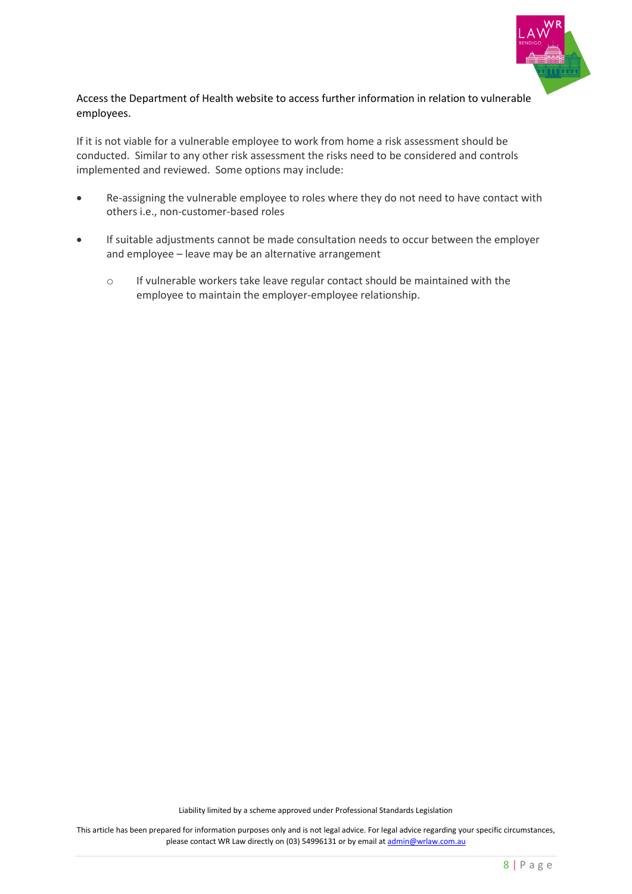Access the Department of Health website to access further information in relation to vulnerable employees.

If it is not viable for a vulnerable employee to work from home a risk assessment should be conducted. Similar to any other risk assessment the risks need to be considered and controls implemented and reviewed. Some options may include:

- Re-assigning the vulnerable employee to roles where they do not need to have contact with others i.e., non-customer-based roles
- If suitable adjustments cannot be made consultation needs to occur between the employer and employee – leave may be an alternative arrangement
  - If vulnerable workers take leave regular contact should be maintained with the employee to maintain the employer-employee relationship.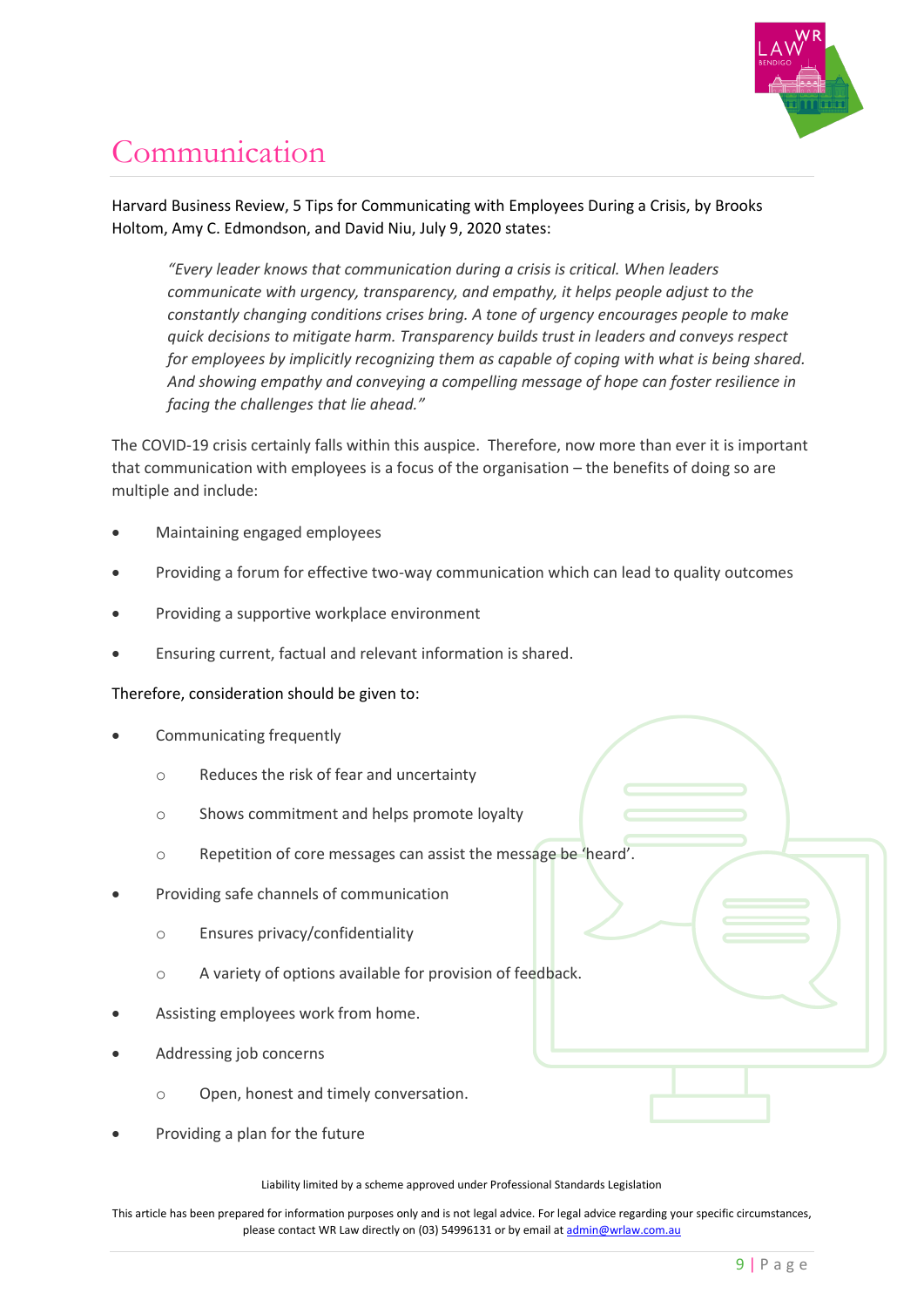# Communication

Harvard Business Review, 5 Tips for Communicating with Employees During a Crisis, by Brooks Holtom, Amy C. Edmondson, and David Niu, July 9, 2020 states:

> *"Every leader knows that communication during a crisis is critical. When leaders communicate with urgency, transparency, and empathy, it helps people adjust to the constantly changing conditions crises bring. A tone of urgency encourages people to make quick decisions to mitigate harm. Transparency builds trust in leaders and conveys respect for employees by implicitly recognizing them as capable of coping with what is being shared. And showing empathy and conveying a compelling message of hope can foster resilience in facing the challenges that lie ahead."*

The COVID-19 crisis certainly falls within this auspice. Therefore, now more than ever it is important that communication with employees is a focus of the organisation – the benefits of doing so are multiple and include:

- Maintaining engaged employees
- Providing a forum for effective two-way communication which can lead to quality outcomes
- Providing a supportive workplace environment
- Ensuring current, factual and relevant information is shared.

Therefore, consideration should be given to:

- Communicating frequently
  - Reduces the risk of fear and uncertainty
  - Shows commitment and helps promote loyalty
  - Repetition of core messages can assist the message be 'heard'.
- Providing safe channels of communication
  - Ensures privacy/confidentiality
  - A variety of options available for provision of feedback.
- Assisting employees work from home.
- Addressing job concerns
  - Open, honest and timely conversation.
- Providing a plan for the future

Liability limited by a scheme approved under Professional Standards Legislation

This article has been prepared for information purposes only and is not legal advice. For legal advice regarding your specific circumstances, please contact WR Law directly on (03) 54996131 or by email at admin@wrlaw.com.au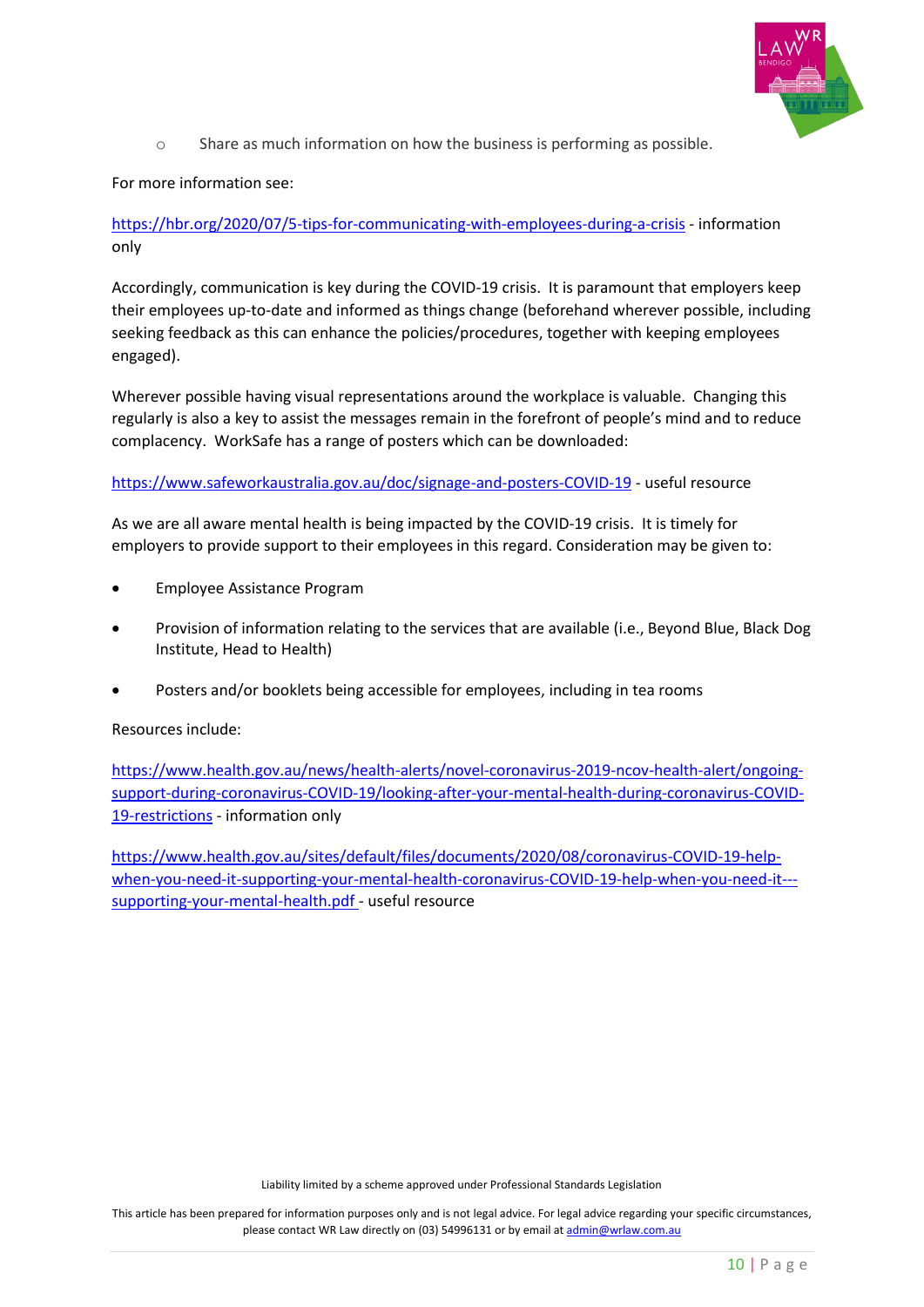- Share as much information on how the business is performing as possible.

For more information see:

https://hbr.org/2020/07/5-tips-for-communicating-with-employees-during-a-crisis - information only

Accordingly, communication is key during the COVID-19 crisis. It is paramount that employers keep their employees up-to-date and informed as things change (beforehand wherever possible, including seeking feedback as this can enhance the policies/procedures, together with keeping employees engaged).

Wherever possible having visual representations around the workplace is valuable. Changing this regularly is also a key to assist the messages remain in the forefront of people's mind and to reduce complacency. WorkSafe has a range of posters which can be downloaded:

https://www.safeworkaustralia.gov.au/doc/signage-and-posters-COVID-19 - useful resource

As we are all aware mental health is being impacted by the COVID-19 crisis. It is timely for employers to provide support to their employees in this regard. Consideration may be given to:

- Employee Assistance Program
- Provision of information relating to the services that are available (i.e., Beyond Blue, Black Dog Institute, Head to Health)
- Posters and/or booklets being accessible for employees, including in tea rooms

Resources include:

https://www.health.gov.au/news/health-alerts/novel-coronavirus-2019-ncov-health-alert/ongoing-support-during-coronavirus-COVID-19/looking-after-your-mental-health-during-coronavirus-COVID-19-restrictions - information only

https://www.health.gov.au/sites/default/files/documents/2020/08/coronavirus-COVID-19-help-when-you-need-it-supporting-your-mental-health-coronavirus-COVID-19-help-when-you-need-it---supporting-your-mental-health.pdf - useful resource

Liability limited by a scheme approved under Professional Standards Legislation

This article has been prepared for information purposes only and is not legal advice. For legal advice regarding your specific circumstances, please contact WR Law directly on (03) 54996131 or by email at admin@wrlaw.com.au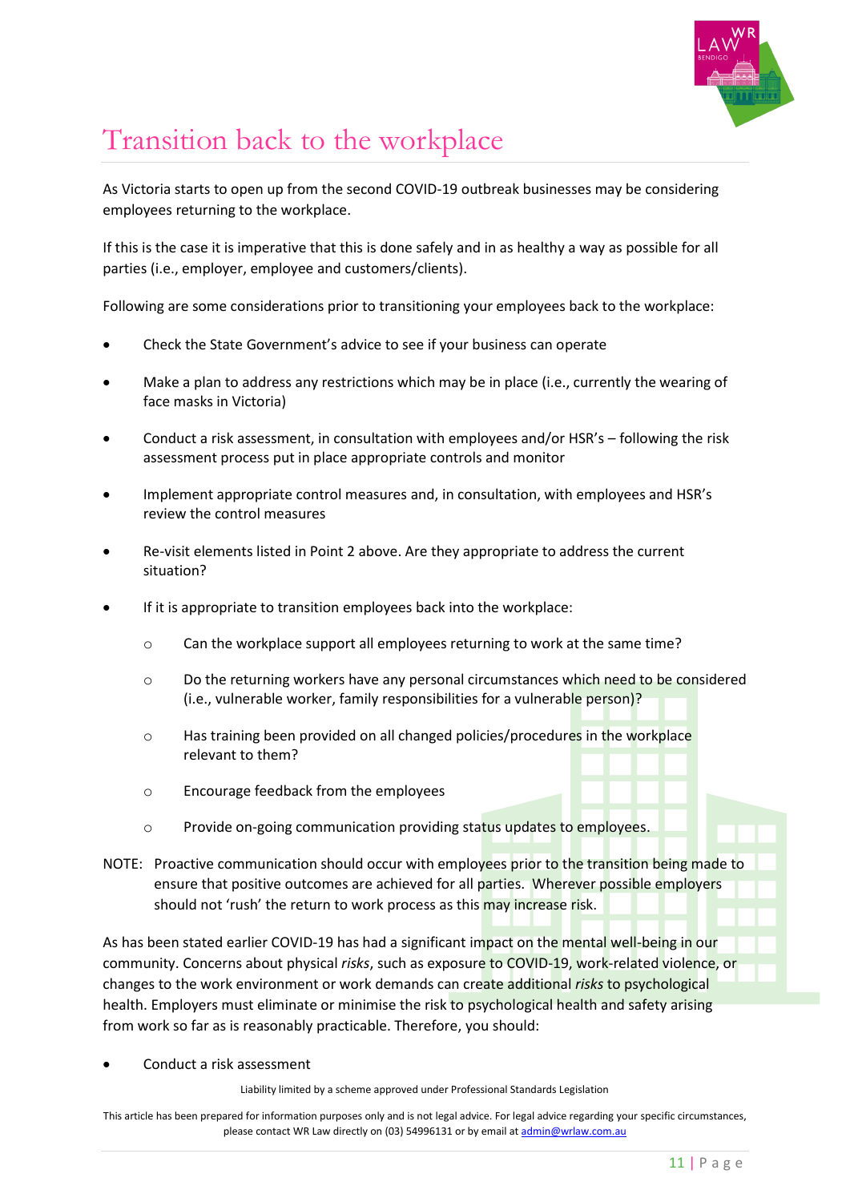# Transition back to the workplace

As Victoria starts to open up from the second COVID-19 outbreak businesses may be considering employees returning to the workplace.

If this is the case it is imperative that this is done safely and in as healthy a way as possible for all parties (i.e., employer, employee and customers/clients).

Following are some considerations prior to transitioning your employees back to the workplace:

- Check the State Government's advice to see if your business can operate
- Make a plan to address any restrictions which may be in place (i.e., currently the wearing of face masks in Victoria)
- Conduct a risk assessment, in consultation with employees and/or HSR's – following the risk assessment process put in place appropriate controls and monitor
- Implement appropriate control measures and, in consultation, with employees and HSR's review the control measures
- Re-visit elements listed in Point 2 above. Are they appropriate to address the current situation?
- If it is appropriate to transition employees back into the workplace:
    - Can the workplace support all employees returning to work at the same time?
    - Do the returning workers have any personal circumstances which need to be considered (i.e., vulnerable worker, family responsibilities for a vulnerable person)?
    - Has training been provided on all changed policies/procedures in the workplace relevant to them?
    - Encourage feedback from the employees
    - Provide on-going communication providing status updates to employees.

NOTE: Proactive communication should occur with employees prior to the transition being made to ensure that positive outcomes are achieved for all parties. Wherever possible employers should not 'rush' the return to work process as this may increase risk.

As has been stated earlier COVID-19 has had a significant impact on the mental well-being in our community. Concerns about physical *risks*, such as exposure to COVID-19, work-related violence, or changes to the work environment or work demands can create additional *risks* to psychological health. Employers must eliminate or minimise the risk to psychological health and safety arising from work so far as is reasonably practicable. Therefore, you should:

- Conduct a risk assessment

Liability limited by a scheme approved under Professional Standards Legislation

This article has been prepared for information purposes only and is not legal advice. For legal advice regarding your specific circumstances, please contact WR Law directly on (03) 54996131 or by email at admin@wrlaw.com.au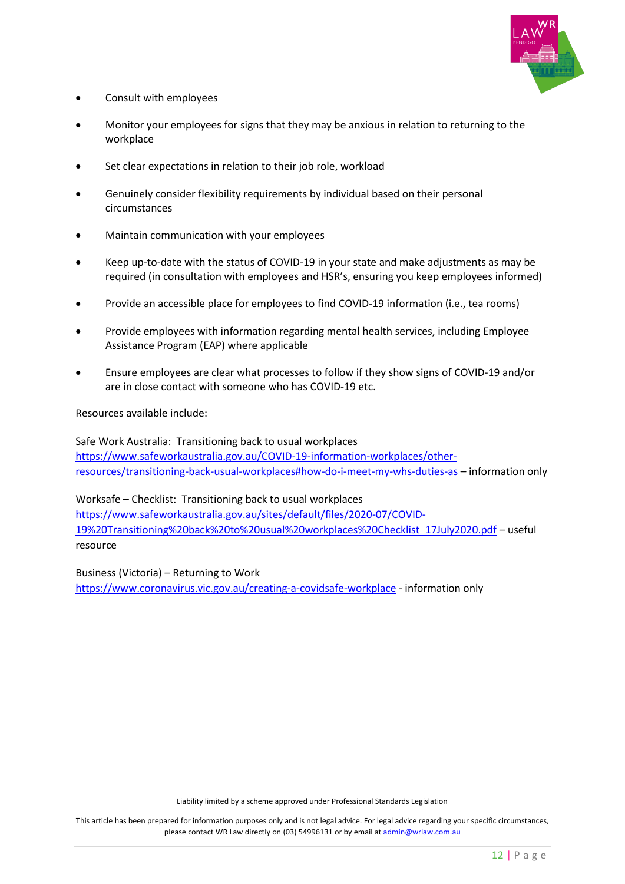- Consult with employees
- Monitor your employees for signs that they may be anxious in relation to returning to the workplace
- Set clear expectations in relation to their job role, workload
- Genuinely consider flexibility requirements by individual based on their personal circumstances
- Maintain communication with your employees
- Keep up-to-date with the status of COVID-19 in your state and make adjustments as may be required (in consultation with employees and HSR's, ensuring you keep employees informed)
- Provide an accessible place for employees to find COVID-19 information (i.e., tea rooms)
- Provide employees with information regarding mental health services, including Employee Assistance Program (EAP) where applicable
- Ensure employees are clear what processes to follow if they show signs of COVID-19 and/or are in close contact with someone who has COVID-19 etc.

Resources available include:

Safe Work Australia: Transitioning back to usual workplaces
https://www.safeworkaustralia.gov.au/COVID-19-information-workplaces/other-resources/transitioning-back-usual-workplaces#how-do-i-meet-my-whs-duties-as – information only

Worksafe – Checklist: Transitioning back to usual workplaces
https://www.safeworkaustralia.gov.au/sites/default/files/2020-07/COVID-19%20Transitioning%20back%20to%20usual%20workplaces%20Checklist_17July2020.pdf – useful resource

Business (Victoria) – Returning to Work
https://www.coronavirus.vic.gov.au/creating-a-covidsafe-workplace - information only

Liability limited by a scheme approved under Professional Standards Legislation

This article has been prepared for information purposes only and is not legal advice. For legal advice regarding your specific circumstances, please contact WR Law directly on (03) 54996131 or by email at admin@wrlaw.com.au